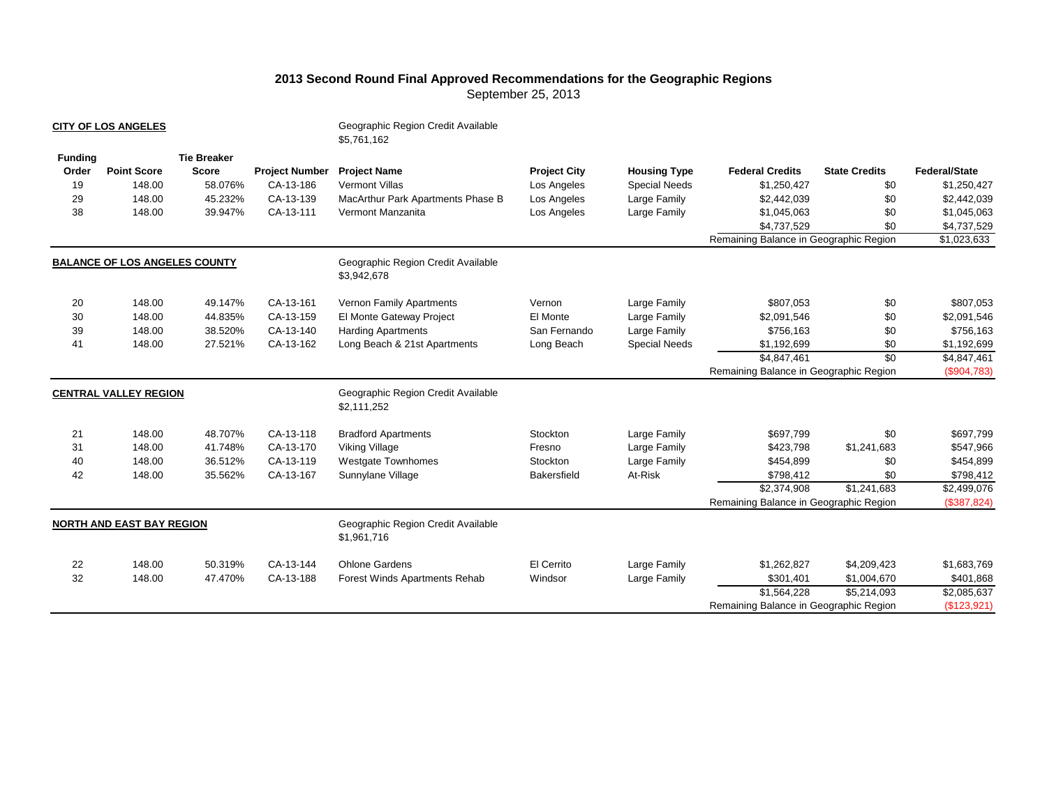# 2013 Second Round Final Approved Recommendations for the Geographic Regions

September 25, 2013

## CITY OF LOS ANGELES

Geographic Region Credit Available
$5,761,162

| Funding Order | Point Score | Tie Breaker Score | Project Number | Project Name | Project City | Housing Type | Federal Credits | State Credits | Federal/State |
|---|---|---|---|---|---|---|---|---|---|
| 19 | 148.00 | 58.076% | CA-13-186 | Vermont Villas | Los Angeles | Special Needs | $1,250,427 | $0 | $1,250,427 |
| 29 | 148.00 | 45.232% | CA-13-139 | MacArthur Park Apartments Phase B | Los Angeles | Large Family | $2,442,039 | $0 | $2,442,039 |
| 38 | 148.00 | 39.947% | CA-13-111 | Vermont Manzanita | Los Angeles | Large Family | $1,045,063 | $0 | $1,045,063 |
| | | | | | | | $4,737,529 | $0 | $4,737,529 |
| | | | | | | | Remaining Balance in Geographic Region | | $1,023,633 |

## BALANCE OF LOS ANGELES COUNTY

Geographic Region Credit Available
$3,942,678

| Funding Order | Point Score | Tie Breaker Score | Project Number | Project Name | Project City | Housing Type | Federal Credits | State Credits | Federal/State |
|---|---|---|---|---|---|---|---|---|---|
| 20 | 148.00 | 49.147% | CA-13-161 | Vernon Family Apartments | Vernon | Large Family | $807,053 | $0 | $807,053 |
| 30 | 148.00 | 44.835% | CA-13-159 | El Monte Gateway Project | El Monte | Large Family | $2,091,546 | $0 | $2,091,546 |
| 39 | 148.00 | 38.520% | CA-13-140 | Harding Apartments | San Fernando | Large Family | $756,163 | $0 | $756,163 |
| 41 | 148.00 | 27.521% | CA-13-162 | Long Beach & 21st Apartments | Long Beach | Special Needs | $1,192,699 | $0 | $1,192,699 |
| | | | | | | | $4,847,461 | $0 | $4,847,461 |
| | | | | | | | Remaining Balance in Geographic Region | | ($904,783) |

## CENTRAL VALLEY REGION

Geographic Region Credit Available
$2,111,252

| Funding Order | Point Score | Tie Breaker Score | Project Number | Project Name | Project City | Housing Type | Federal Credits | State Credits | Federal/State |
|---|---|---|---|---|---|---|---|---|---|
| 21 | 148.00 | 48.707% | CA-13-118 | Bradford Apartments | Stockton | Large Family | $697,799 | $0 | $697,799 |
| 31 | 148.00 | 41.748% | CA-13-170 | Viking Village | Fresno | Large Family | $423,798 | $1,241,683 | $547,966 |
| 40 | 148.00 | 36.512% | CA-13-119 | Westgate Townhomes | Stockton | Large Family | $454,899 | $0 | $454,899 |
| 42 | 148.00 | 35.562% | CA-13-167 | Sunnylane Village | Bakersfield | At-Risk | $798,412 | $0 | $798,412 |
| | | | | | | | $2,374,908 | $1,241,683 | $2,499,076 |
| | | | | | | | Remaining Balance in Geographic Region | | ($387,824) |

## NORTH AND EAST BAY REGION

Geographic Region Credit Available
$1,961,716

| Funding Order | Point Score | Tie Breaker Score | Project Number | Project Name | Project City | Housing Type | Federal Credits | State Credits | Federal/State |
|---|---|---|---|---|---|---|---|---|---|
| 22 | 148.00 | 50.319% | CA-13-144 | Ohlone Gardens | El Cerrito | Large Family | $1,262,827 | $4,209,423 | $1,683,769 |
| 32 | 148.00 | 47.470% | CA-13-188 | Forest Winds Apartments Rehab | Windsor | Large Family | $301,401 | $1,004,670 | $401,868 |
| | | | | | | | $1,564,228 | $5,214,093 | $2,085,637 |
| | | | | | | | Remaining Balance in Geographic Region | | ($123,921) |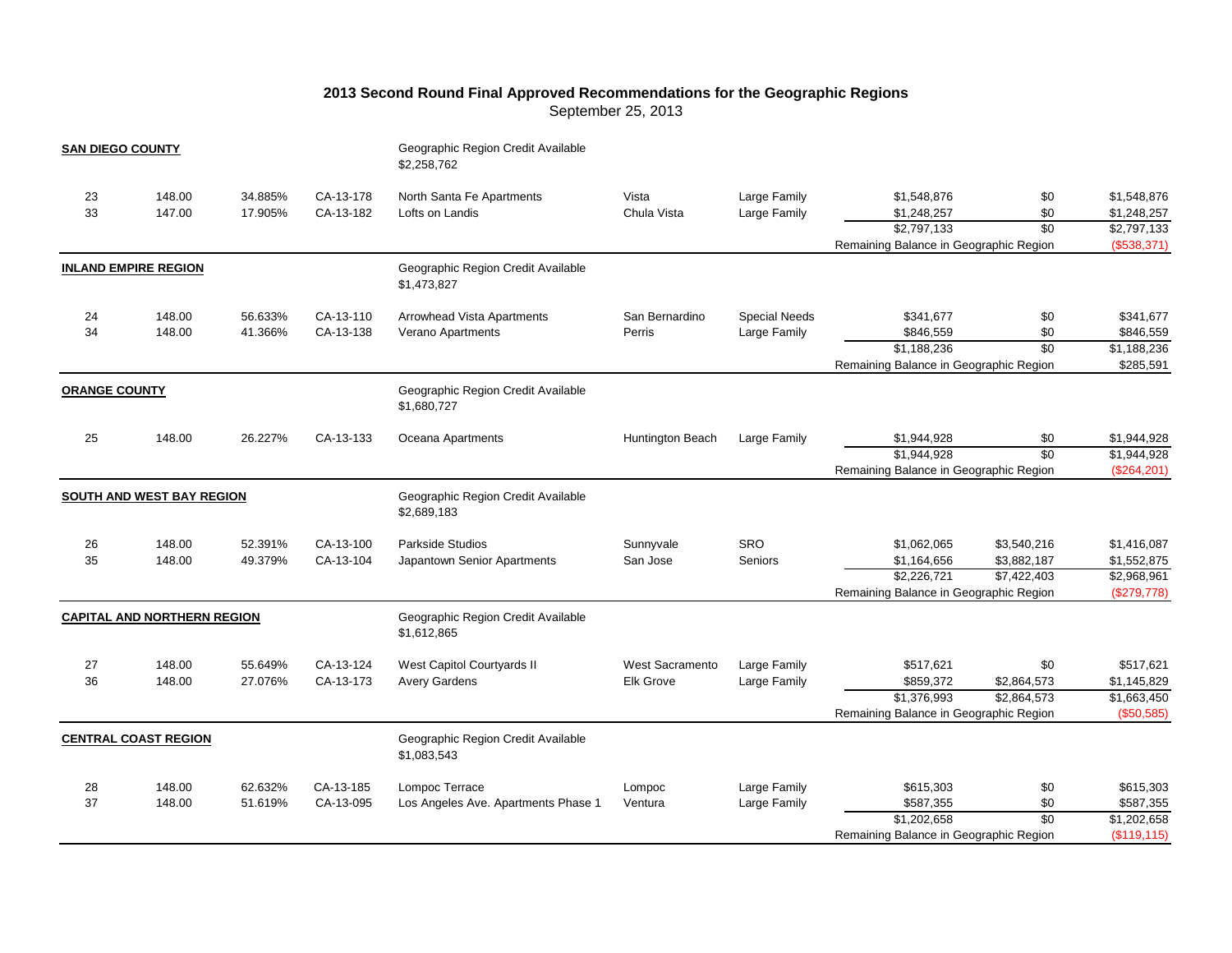**2013 Second Round Final Approved Recommendations for the Geographic Regions**
September 25, 2013

**SAN DIEGO COUNTY** — Geographic Region Credit Available $2,258,762

| | | | | | | | | | |
|---|---|---|---|---|---|---|---|---|---|
| 23 | 148.00 | 34.885% | CA-13-178 | North Santa Fe Apartments | Vista | Large Family | $1,548,876 | $0 | $1,548,876 |
| 33 | 147.00 | 17.905% | CA-13-182 | Lofts on Landis | Chula Vista | Large Family | $1,248,257 | $0 | $1,248,257 |
| | | | | | | | $2,797,133 | $0 | $2,797,133 |
| | | | | | | Remaining Balance in Geographic Region | | | ($538,371) |

**INLAND EMPIRE REGION** — Geographic Region Credit Available $1,473,827

| | | | | | | | | | |
|---|---|---|---|---|---|---|---|---|---|
| 24 | 148.00 | 56.633% | CA-13-110 | Arrowhead Vista Apartments | San Bernardino | Special Needs | $341,677 | $0 | $341,677 |
| 34 | 148.00 | 41.366% | CA-13-138 | Verano Apartments | Perris | Large Family | $846,559 | $0 | $846,559 |
| | | | | | | | $1,188,236 | $0 | $1,188,236 |
| | | | | | | Remaining Balance in Geographic Region | | | $285,591 |

**ORANGE COUNTY** — Geographic Region Credit Available $1,680,727

| | | | | | | | | | |
|---|---|---|---|---|---|---|---|---|---|
| 25 | 148.00 | 26.227% | CA-13-133 | Oceana Apartments | Huntington Beach | Large Family | $1,944,928 | $0 | $1,944,928 |
| | | | | | | | $1,944,928 | $0 | $1,944,928 |
| | | | | | | Remaining Balance in Geographic Region | | | ($264,201) |

**SOUTH AND WEST BAY REGION** — Geographic Region Credit Available $2,689,183

| | | | | | | | | | |
|---|---|---|---|---|---|---|---|---|---|
| 26 | 148.00 | 52.391% | CA-13-100 | Parkside Studios | Sunnyvale | SRO | $1,062,065 | $3,540,216 | $1,416,087 |
| 35 | 148.00 | 49.379% | CA-13-104 | Japantown Senior Apartments | San Jose | Seniors | $1,164,656 | $3,882,187 | $1,552,875 |
| | | | | | | | $2,226,721 | $7,422,403 | $2,968,961 |
| | | | | | | Remaining Balance in Geographic Region | | | ($279,778) |

**CAPITAL AND NORTHERN REGION** — Geographic Region Credit Available $1,612,865

| | | | | | | | | | |
|---|---|---|---|---|---|---|---|---|---|
| 27 | 148.00 | 55.649% | CA-13-124 | West Capitol Courtyards II | West Sacramento | Large Family | $517,621 | $0 | $517,621 |
| 36 | 148.00 | 27.076% | CA-13-173 | Avery Gardens | Elk Grove | Large Family | $859,372 | $2,864,573 | $1,145,829 |
| | | | | | | | $1,376,993 | $2,864,573 | $1,663,450 |
| | | | | | | Remaining Balance in Geographic Region | | | ($50,585) |

**CENTRAL COAST REGION** — Geographic Region Credit Available $1,083,543

| | | | | | | | | | |
|---|---|---|---|---|---|---|---|---|---|
| 28 | 148.00 | 62.632% | CA-13-185 | Lompoc Terrace | Lompoc | Large Family | $615,303 | $0 | $615,303 |
| 37 | 148.00 | 51.619% | CA-13-095 | Los Angeles Ave. Apartments Phase 1 | Ventura | Large Family | $587,355 | $0 | $587,355 |
| | | | | | | | $1,202,658 | $0 | $1,202,658 |
| | | | | | | Remaining Balance in Geographic Region | | | ($119,115) |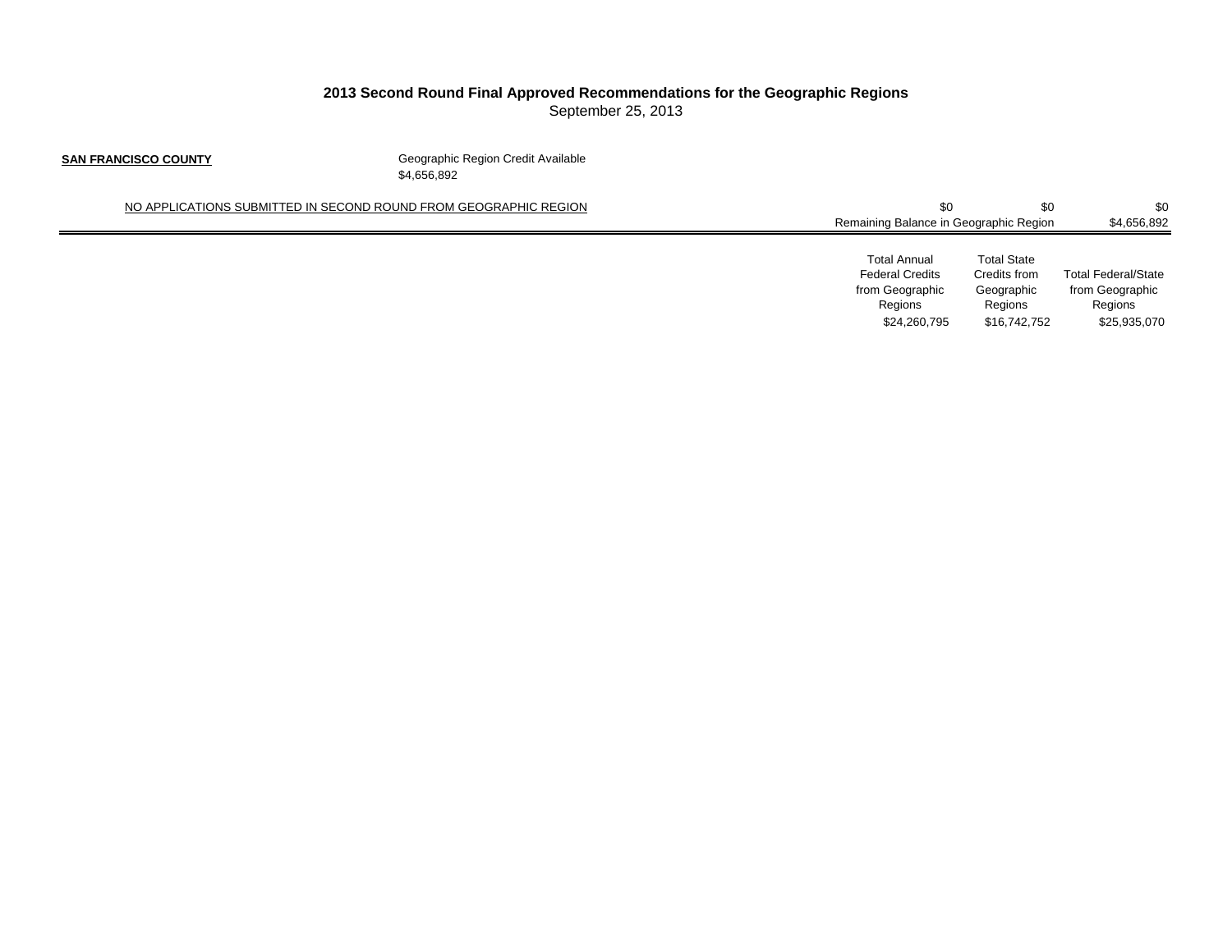# 2013 Second Round Final Approved Recommendations for the Geographic Regions

September 25, 2013

**SAN FRANCISCO COUNTY**

Geographic Region Credit Available
$4,656,892

NO APPLICATIONS SUBMITTED IN SECOND ROUND FROM GEOGRAPHIC REGION

| | | |
|---|---|---|
| $0 | $0 | $0 |
| Remaining Balance in Geographic Region | | $4,656,892 |

| Total Annual Federal Credits from Geographic Regions | Total State Credits from Geographic Regions | Total Federal/State from Geographic Regions |
|---|---|---|
| $24,260,795 | $16,742,752 | $25,935,070 |